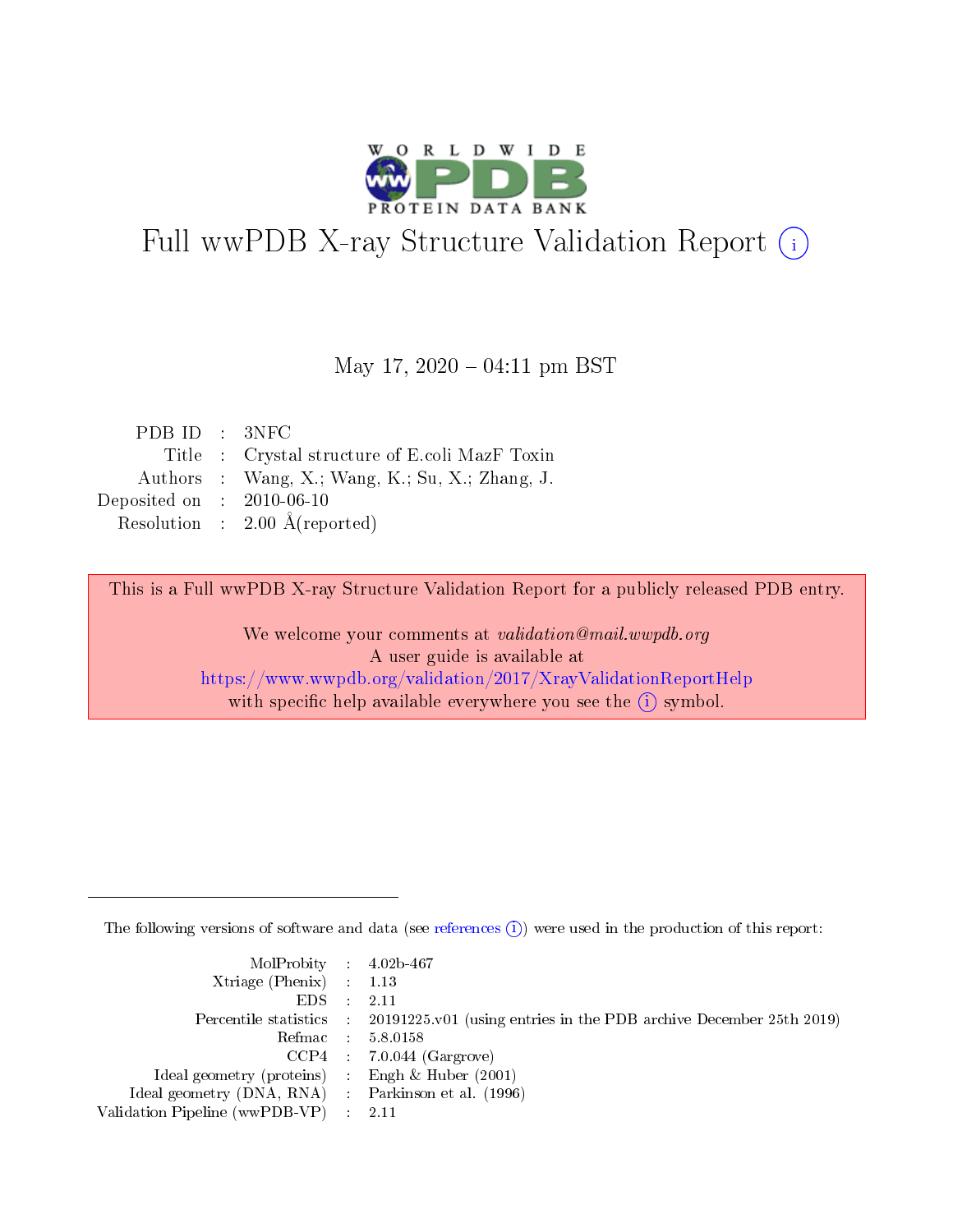# Full wwPDB X-ray Structure Validation Report (i)

May 17, 2020 – 04:11 pm BST

| | | |
|---|---|---|
| PDB ID | : | 3NFC |
| Title | : | Crystal structure of E.coli MazF Toxin |
| Authors | : | Wang, X.; Wang, K.; Su, X.; Zhang, J. |
| Deposited on | : | 2010-06-10 |
| Resolution | : | 2.00 Å(reported) |

This is a Full wwPDB X-ray Structure Validation Report for a publicly released PDB entry.

We welcome your comments at *validation@mail.wwpdb.org*
A user guide is available at
https://www.wwpdb.org/validation/2017/XrayValidationReportHelp
with specific help available everywhere you see the (i) symbol.

---

The following versions of software and data (see references (i)) were used in the production of this report:

| | | |
|---|---|---|
| MolProbity | : | 4.02b-467 |
| Xtriage (Phenix) | : | 1.13 |
| EDS | : | 2.11 |
| Percentile statistics | : | 20191225.v01 (using entries in the PDB archive December 25th 2019) |
| Refmac | : | 5.8.0158 |
| CCP4 | : | 7.0.044 (Gargrove) |
| Ideal geometry (proteins) | : | Engh & Huber (2001) |
| Ideal geometry (DNA, RNA) | : | Parkinson et al. (1996) |
| Validation Pipeline (wwPDB-VP) | : | 2.11 |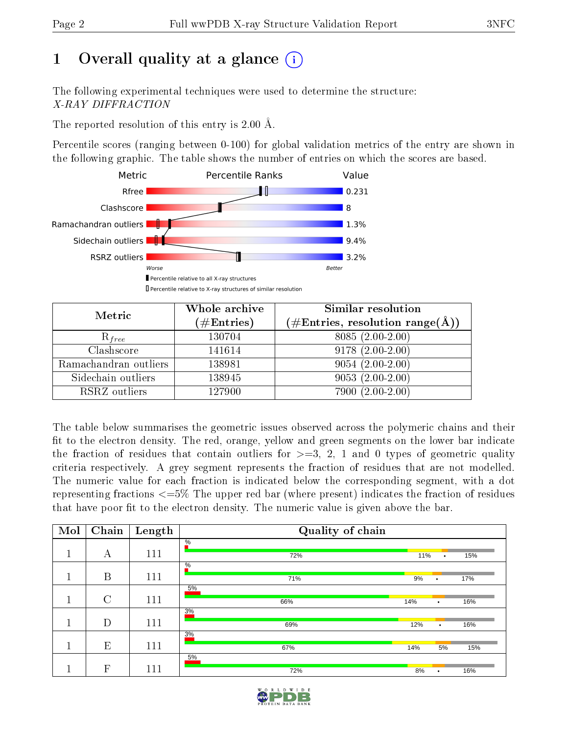# 1 Overall quality at a glance

The following experimental techniques were used to determine the structure:
*X-RAY DIFFRACTION*

The reported resolution of this entry is 2.00 Å.

Percentile scores (ranging between 0-100) for global validation metrics of the entry are shown in the following graphic. The table shows the number of entries on which the scores are based.

| Metric | Value |
|---|---|
| Rfree | 0.231 |
| Clashscore | 8 |
| Ramachandran outliers | 1.3% |
| Sidechain outliers | 9.4% |
| RSRZ outliers | 3.2% |

Worse — Better

Percentile relative to all X-ray structures

Percentile relative to X-ray structures of similar resolution

| Metric | Whole archive (#Entries) | Similar resolution (#Entries, resolution range(Å)) |
|---|---|---|
| $R_{free}$ | 130704 | 8085 (2.00-2.00) |
| Clashscore | 141614 | 9178 (2.00-2.00) |
| Ramachandran outliers | 138981 | 9054 (2.00-2.00) |
| Sidechain outliers | 138945 | 9053 (2.00-2.00) |
| RSRZ outliers | 127900 | 7900 (2.00-2.00) |

The table below summarises the geometric issues observed across the polymeric chains and their fit to the electron density. The red, orange, yellow and green segments on the lower bar indicate the fraction of residues that contain outliers for >=3, 2, 1 and 0 types of geometric quality criteria respectively. A grey segment represents the fraction of residues that are not modelled. The numeric value for each fraction is indicated below the corresponding segment, with a dot representing fractions <=5% The upper red bar (where present) indicates the fraction of residues that have poor fit to the electron density. The numeric value is given above the bar.

| Mol | Chain | Length | Quality of chain |
|---|---|---|---|
| 1 | A | 111 | %; 72%, 11%, •, 15% |
| 1 | B | 111 | %; 71%, 9%, •, 17% |
| 1 | C | 111 | 5%; 66%, 14%, •, 16% |
| 1 | D | 111 | 3%; 69%, 12%, •, 16% |
| 1 | E | 111 | 3%; 67%, 14%, 5%, 15% |
| 1 | F | 111 | 5%; 72%, 8%, •, 16% |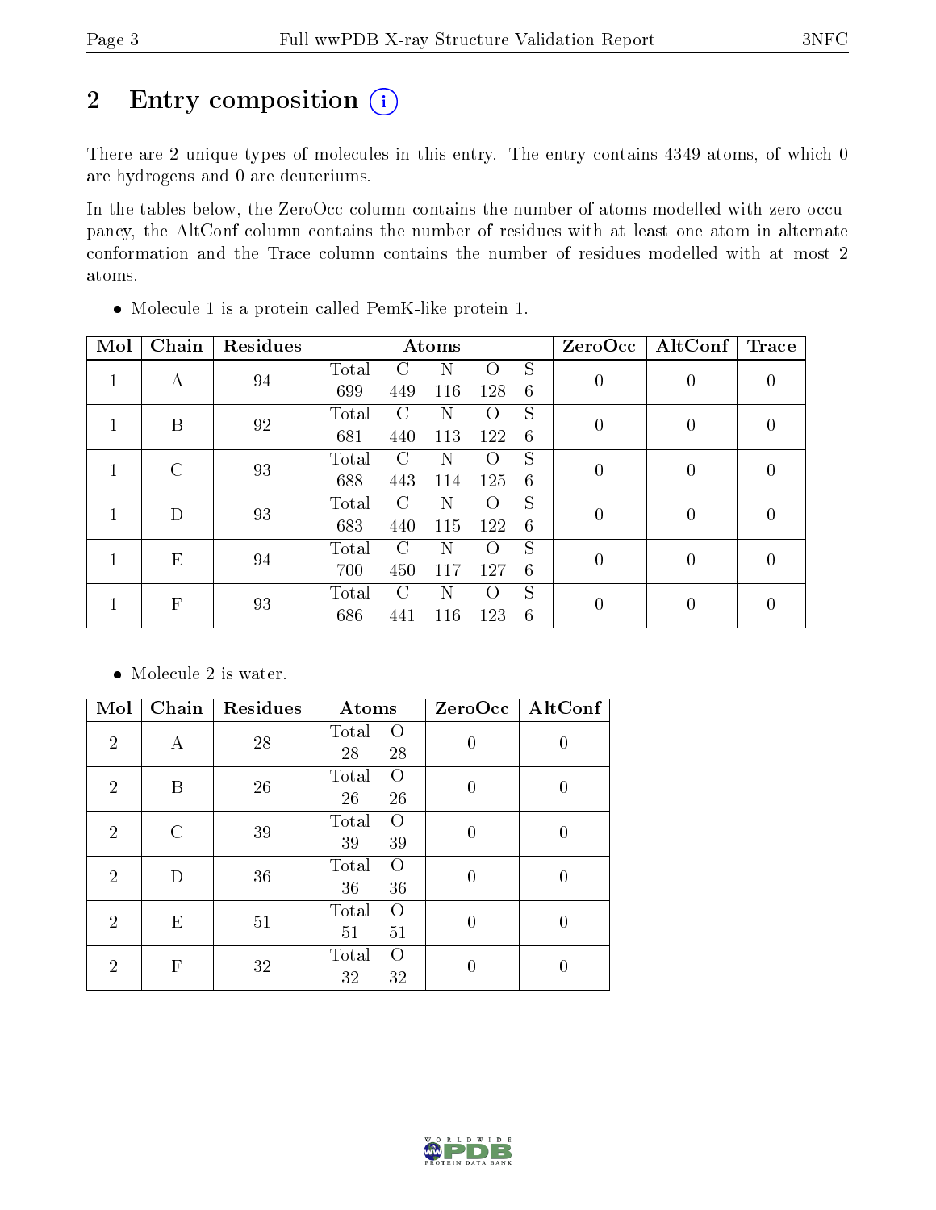# 2 Entry composition

There are 2 unique types of molecules in this entry. The entry contains 4349 atoms, of which 0 are hydrogens and 0 are deuteriums.

In the tables below, the ZeroOcc column contains the number of atoms modelled with zero occupancy, the AltConf column contains the number of residues with at least one atom in alternate conformation and the Trace column contains the number of residues modelled with at most 2 atoms.

- Molecule 1 is a protein called PemK-like protein 1.

| Mol | Chain | Residues | Atoms | | | | | ZeroOcc | AltConf | Trace |
|---|---|---|---|---|---|---|---|---|---|---|
| 1 | A | 94 | Total 699 | C 449 | N 116 | O 128 | S 6 | 0 | 0 | 0 |
| 1 | B | 92 | Total 681 | C 440 | N 113 | O 122 | S 6 | 0 | 0 | 0 |
| 1 | C | 93 | Total 688 | C 443 | N 114 | O 125 | S 6 | 0 | 0 | 0 |
| 1 | D | 93 | Total 683 | C 440 | N 115 | O 122 | S 6 | 0 | 0 | 0 |
| 1 | E | 94 | Total 700 | C 450 | N 117 | O 127 | S 6 | 0 | 0 | 0 |
| 1 | F | 93 | Total 686 | C 441 | N 116 | O 123 | S 6 | 0 | 0 | 0 |

- Molecule 2 is water.

| Mol | Chain | Residues | Atoms | | ZeroOcc | AltConf |
|---|---|---|---|---|---|---|
| 2 | A | 28 | Total 28 | O 28 | 0 | 0 |
| 2 | B | 26 | Total 26 | O 26 | 0 | 0 |
| 2 | C | 39 | Total 39 | O 39 | 0 | 0 |
| 2 | D | 36 | Total 36 | O 36 | 0 | 0 |
| 2 | E | 51 | Total 51 | O 51 | 0 | 0 |
| 2 | F | 32 | Total 32 | O 32 | 0 | 0 |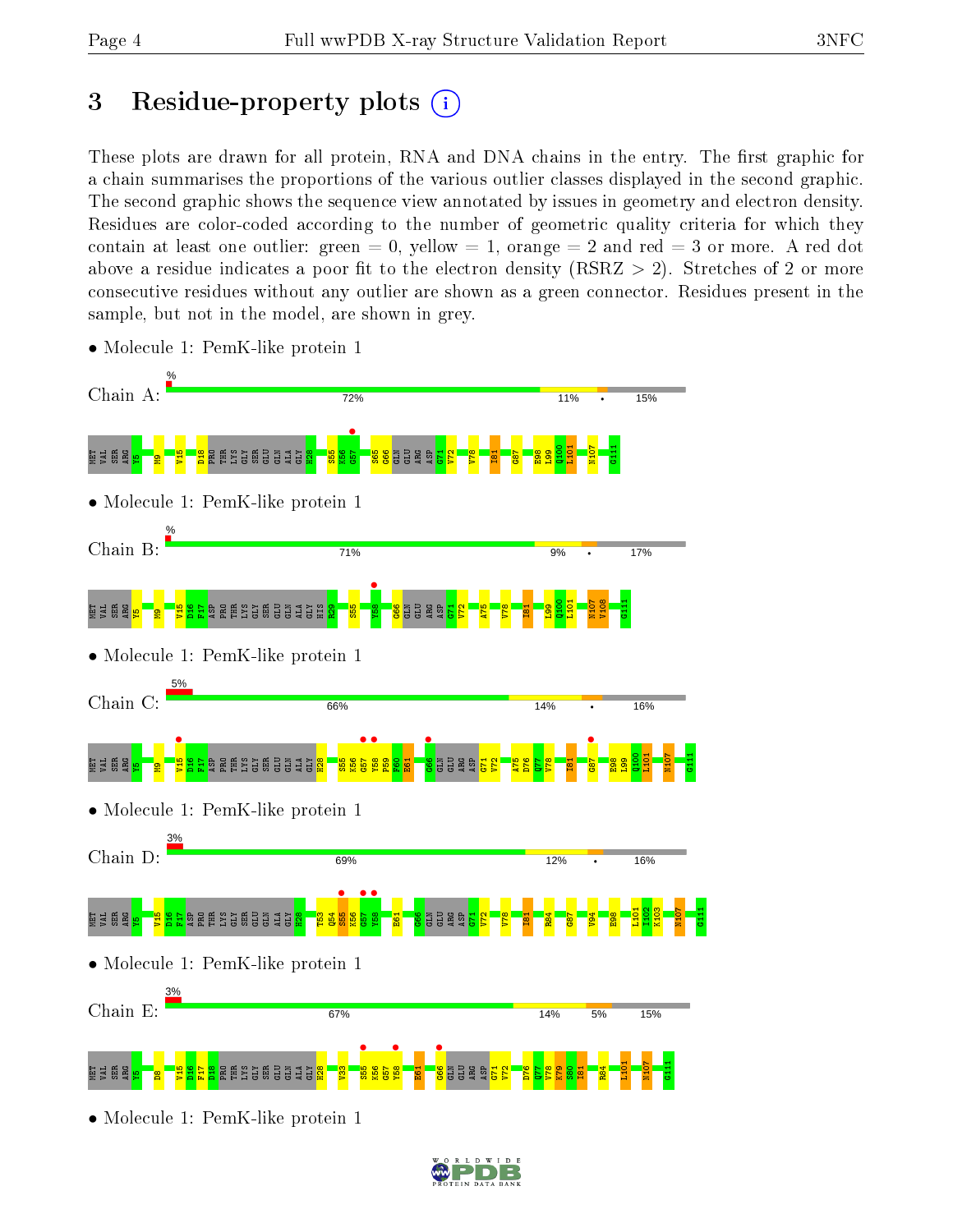# 3 Residue-property plots

These plots are drawn for all protein, RNA and DNA chains in the entry. The first graphic for a chain summarises the proportions of the various outlier classes displayed in the second graphic. The second graphic shows the sequence view annotated by issues in geometry and electron density. Residues are color-coded according to the number of geometric quality criteria for which they contain at least one outlier: green = 0, yellow = 1, orange = 2 and red = 3 or more. A red dot above a residue indicates a poor fit to the electron density (RSRZ > 2). Stretches of 2 or more consecutive residues without any outlier are shown as a green connector. Residues present in the sample, but not in the model, are shown in grey.

- Molecule 1: PemK-like protein 1

Chain A: % | 72% | 11% | • | 15%

MET VAL SER ARG Y5 M9 V15 D18 PRO THR LYS GLY SER GLU GLN ALA GLY H28 S55 K56 G57 S65 G66 GLN GLU ARG ASP G71 V72 V78 I81 G87 E98 L99 Q100 L101 N107 G111

- Molecule 1: PemK-like protein 1

Chain B: % | 71% | 9% | • | 17%

MET VAL SER ARG Y5 M9 V15 D16 F17 ASP PRO THR LYS GLY SER GLU GLN ALA GLY HIS R29 S55 Y58 G66 GLN GLU ARG ASP G71 V72 A75 V78 I81 L99 Q100 L101 N107 V108 G111

- Molecule 1: PemK-like protein 1

Chain C: 5% | 66% | 14% | • | 16%

MET VAL SER ARG Y5 M9 V15 D16 F17 ASP PRO THR LYS GLY SER GLU GLN ALA GLY H28 S55 K56 G57 Y58 P59 F60 E61 G66 GLN GLU ARG ASP G71 V72 A75 D76 Q77 V78 I81 G87 E98 L99 Q100 L101 N107 G111

- Molecule 1: PemK-like protein 1

Chain D: 3% | 69% | 12% | • | 16%

MET VAL SER ARG Y5 V15 D16 F17 ASP PRO THR LYS GLY SER GLU GLN ALA GLY H28 T53 Q54 S55 K56 G57 Y58 E61 G66 GLN GLU ARG ASP G71 V72 V78 I81 R84 G87 V94 E98 L101 I102 K103 N107 G111

- Molecule 1: PemK-like protein 1

Chain E: 3% | 67% | 14% | 5% | 15%

MET VAL SER ARG Y5 D8 V15 D16 F17 D18 PRO THR LYS GLY SER GLU GLN ALA GLY H28 V33 S55 K56 G57 Y58 E61 G66 GLN GLU ARG ASP G71 V72 D76 Q77 V78 K79 S80 I81 R84 L101 N107 G111

- Molecule 1: PemK-like protein 1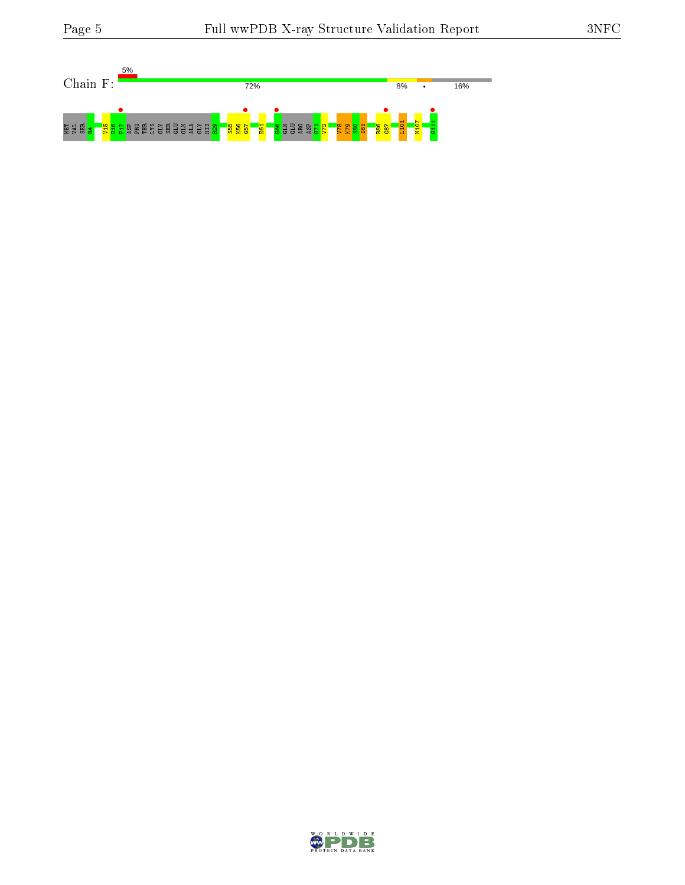Chain F:

5%

72% 8% • 16%

MET VAL SER R4 V15 D16 F17 ASP PRO THR LYS GLY SER GLU GLN ALA GLY HIS R29 S55 K56 G57 E61 G66 GLN GLU ARG ASP G71 V72 V78 K79 S80 I81 R86 G87 L101 N107 G111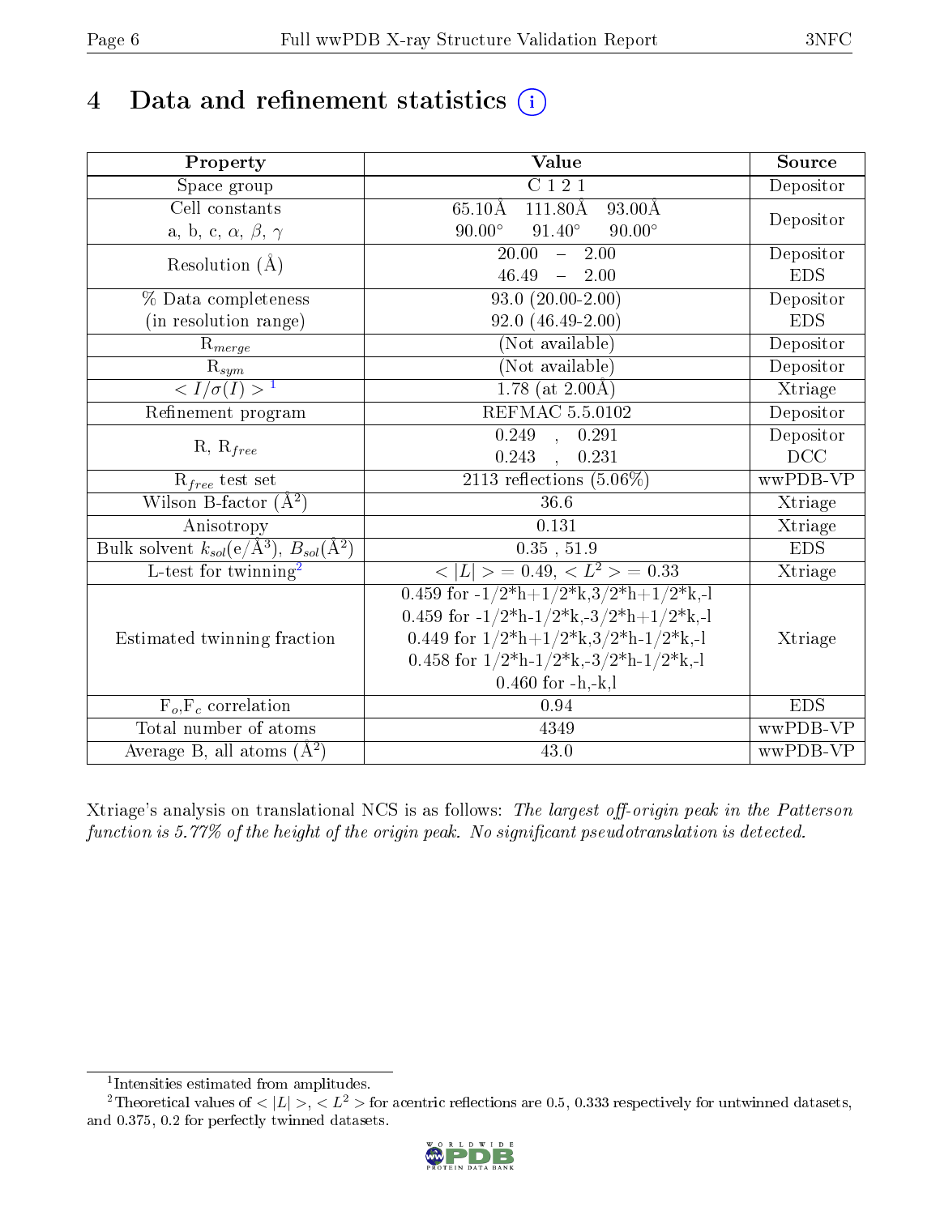# 4 Data and refinement statistics ⓘ

| Property | Value | Source |
|---|---|---|
| Space group | C 1 2 1 | Depositor |
| Cell constants<br>a, b, c, $\alpha$, $\beta$, $\gamma$ | 65.10Å 111.80Å 93.00Å<br>90.00° 91.40° 90.00° | Depositor |
| Resolution (Å) | 20.00 – 2.00<br>46.49 – 2.00 | Depositor<br>EDS |
| % Data completeness<br>(in resolution range) | 93.0 (20.00-2.00)<br>92.0 (46.49-2.00) | Depositor<br>EDS |
| $R_{merge}$ | (Not available) | Depositor |
| $R_{sym}$ | (Not available) | Depositor |
| $< I/\sigma(I) >$ [1] | 1.78 (at 2.00Å) | Xtriage |
| Refinement program | REFMAC 5.5.0102 | Depositor |
| R, $R_{free}$ | 0.249 , 0.291<br>0.243 , 0.231 | Depositor<br>DCC |
| $R_{free}$ test set | 2113 reflections (5.06%) | wwPDB-VP |
| Wilson B-factor (Å$^2$) | 36.6 | Xtriage |
| Anisotropy | 0.131 | Xtriage |
| Bulk solvent $k_{sol}$(e/Å$^3$), $B_{sol}$(Å$^2$) | 0.35 , 51.9 | EDS |
| L-test for twinning[2] | $< \|L\| > = 0.49$, $< L^2 > = 0.33$ | Xtriage |
| Estimated twinning fraction | 0.459 for -1/2*h+1/2*k,3/2*h+1/2*k,-l<br>0.459 for -1/2*h-1/2*k,-3/2*h+1/2*k,-l<br>0.449 for 1/2*h+1/2*k,3/2*h-1/2*k,-l<br>0.458 for 1/2*h-1/2*k,-3/2*h-1/2*k,-l<br>0.460 for -h,-k,l | Xtriage |
| $F_o$,$F_c$ correlation | 0.94 | EDS |
| Total number of atoms | 4349 | wwPDB-VP |
| Average B, all atoms (Å$^2$) | 43.0 | wwPDB-VP |

Xtriage's analysis on translational NCS is as follows: *The largest off-origin peak in the Patterson function is 5.77% of the height of the origin peak. No significant pseudotranslation is detected.*

[1] Intensities estimated from amplitudes.

[2] Theoretical values of $< |L| >$, $< L^2 >$ for acentric reflections are 0.5, 0.333 respectively for untwinned datasets, and 0.375, 0.2 for perfectly twinned datasets.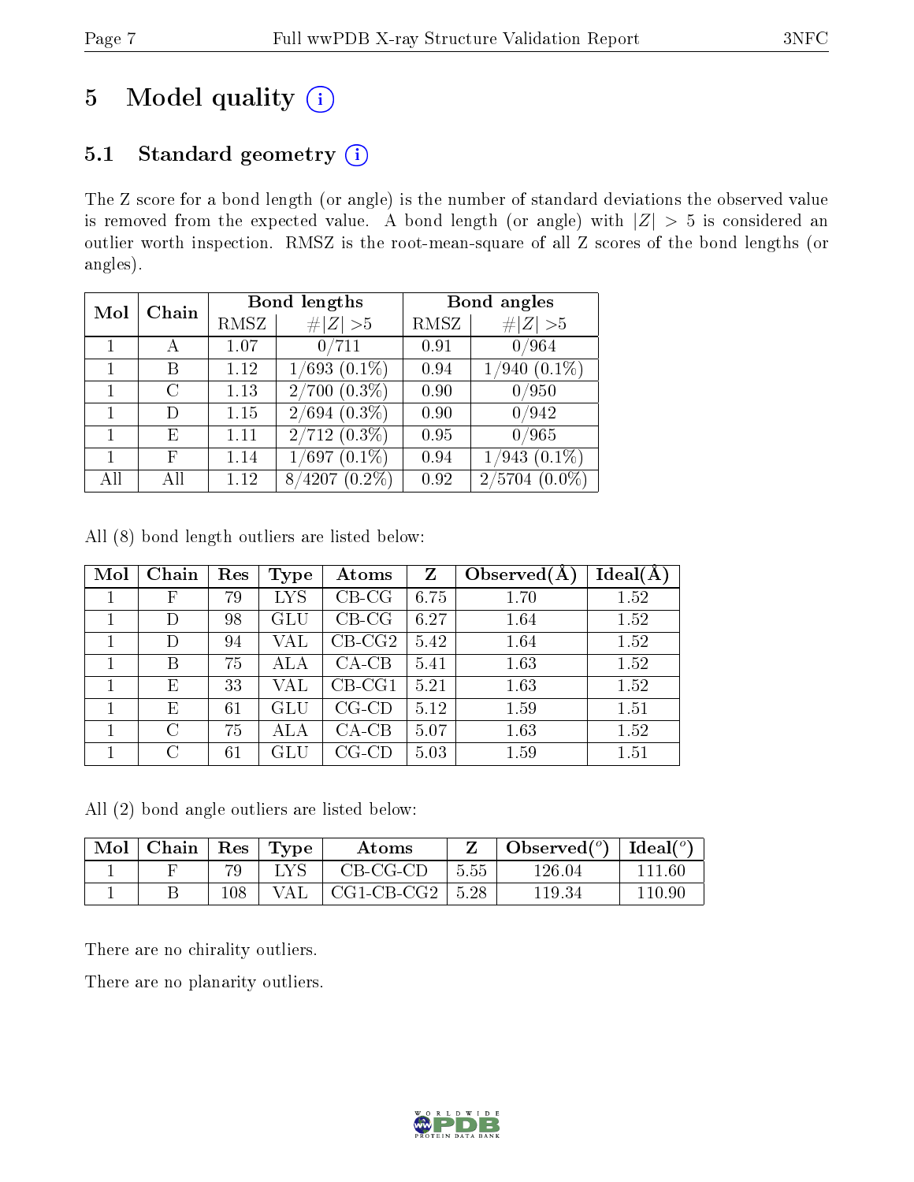# 5 Model quality (i)

## 5.1 Standard geometry (i)

The Z score for a bond length (or angle) is the number of standard deviations the observed value is removed from the expected value. A bond length (or angle) with $|Z| > 5$ is considered an outlier worth inspection. RMSZ is the root-mean-square of all Z scores of the bond lengths (or angles).

| Mol | Chain | Bond lengths | | Bond angles | |
|---|---|---|---|---|---|
| | | RMSZ | $\#\|Z\| > 5$ | RMSZ | $\#\|Z\| > 5$ |
| 1 | A | 1.07 | 0/711 | 0.91 | 0/964 |
| 1 | B | 1.12 | 1/693 (0.1%) | 0.94 | 1/940 (0.1%) |
| 1 | C | 1.13 | 2/700 (0.3%) | 0.90 | 0/950 |
| 1 | D | 1.15 | 2/694 (0.3%) | 0.90 | 0/942 |
| 1 | E | 1.11 | 2/712 (0.3%) | 0.95 | 0/965 |
| 1 | F | 1.14 | 1/697 (0.1%) | 0.94 | 1/943 (0.1%) |
| All | All | 1.12 | 8/4207 (0.2%) | 0.92 | 2/5704 (0.0%) |

All (8) bond length outliers are listed below:

| Mol | Chain | Res | Type | Atoms | Z | Observed(Å) | Ideal(Å) |
|---|---|---|---|---|---|---|---|
| 1 | F | 79 | LYS | CB-CG | 6.75 | 1.70 | 1.52 |
| 1 | D | 98 | GLU | CB-CG | 6.27 | 1.64 | 1.52 |
| 1 | D | 94 | VAL | CB-CG2 | 5.42 | 1.64 | 1.52 |
| 1 | B | 75 | ALA | CA-CB | 5.41 | 1.63 | 1.52 |
| 1 | E | 33 | VAL | CB-CG1 | 5.21 | 1.63 | 1.52 |
| 1 | E | 61 | GLU | CG-CD | 5.12 | 1.59 | 1.51 |
| 1 | C | 75 | ALA | CA-CB | 5.07 | 1.63 | 1.52 |
| 1 | C | 61 | GLU | CG-CD | 5.03 | 1.59 | 1.51 |

All (2) bond angle outliers are listed below:

| Mol | Chain | Res | Type | Atoms | Z | Observed(°) | Ideal(°) |
|---|---|---|---|---|---|---|---|
| 1 | F | 79 | LYS | CB-CG-CD | 5.55 | 126.04 | 111.60 |
| 1 | B | 108 | VAL | CG1-CB-CG2 | 5.28 | 119.34 | 110.90 |

There are no chirality outliers.

There are no planarity outliers.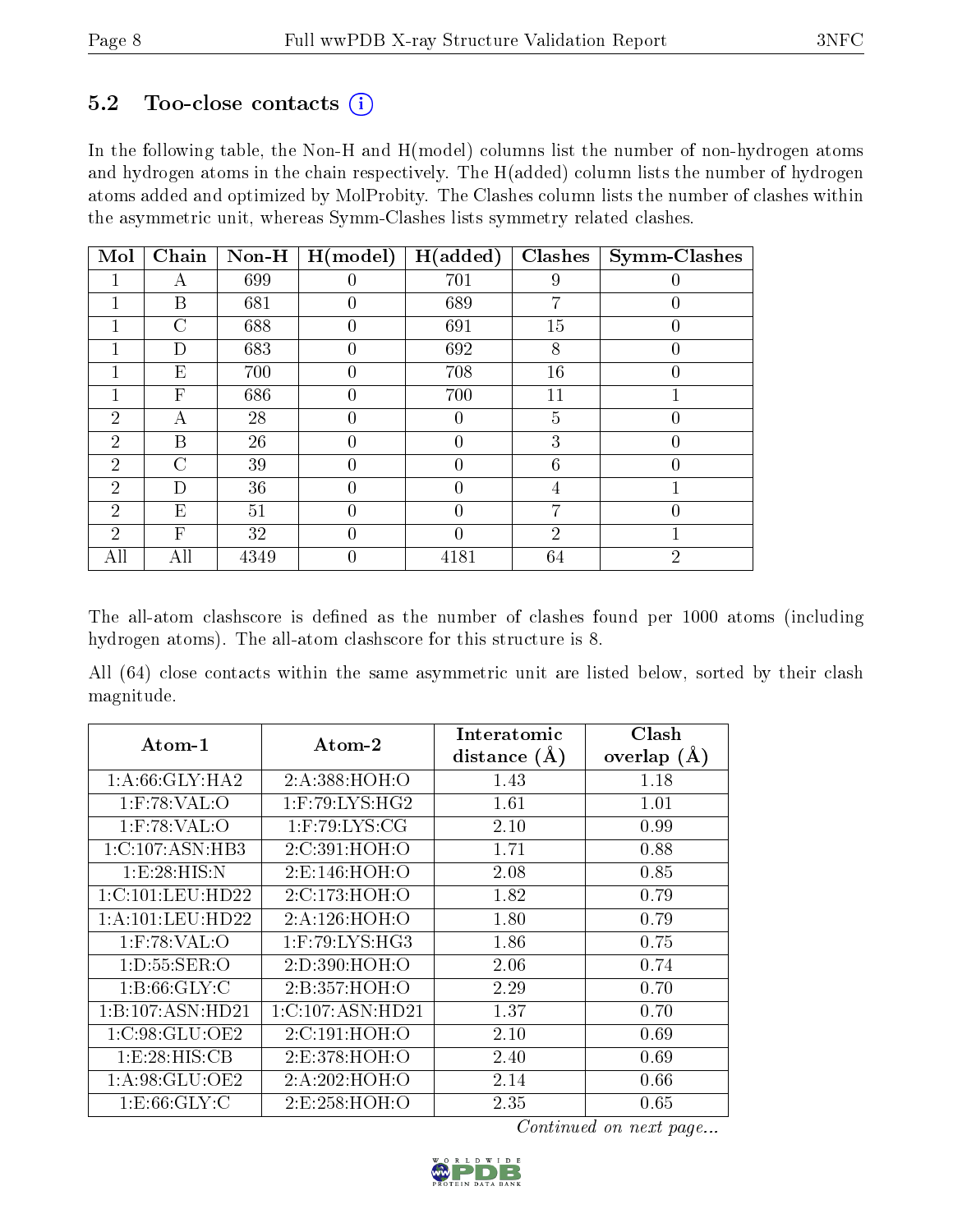## 5.2 Too-close contacts (i)

In the following table, the Non-H and H(model) columns list the number of non-hydrogen atoms and hydrogen atoms in the chain respectively. The H(added) column lists the number of hydrogen atoms added and optimized by MolProbity. The Clashes column lists the number of clashes within the asymmetric unit, whereas Symm-Clashes lists symmetry related clashes.

| Mol | Chain | Non-H | H(model) | H(added) | Clashes | Symm-Clashes |
|---|---|---|---|---|---|---|
| 1 | A | 699 | 0 | 701 | 9 | 0 |
| 1 | B | 681 | 0 | 689 | 7 | 0 |
| 1 | C | 688 | 0 | 691 | 15 | 0 |
| 1 | D | 683 | 0 | 692 | 8 | 0 |
| 1 | E | 700 | 0 | 708 | 16 | 0 |
| 1 | F | 686 | 0 | 700 | 11 | 1 |
| 2 | A | 28 | 0 | 0 | 5 | 0 |
| 2 | B | 26 | 0 | 0 | 3 | 0 |
| 2 | C | 39 | 0 | 0 | 6 | 0 |
| 2 | D | 36 | 0 | 0 | 4 | 1 |
| 2 | E | 51 | 0 | 0 | 7 | 0 |
| 2 | F | 32 | 0 | 0 | 2 | 1 |
| All | All | 4349 | 0 | 4181 | 64 | 2 |

The all-atom clashscore is defined as the number of clashes found per 1000 atoms (including hydrogen atoms). The all-atom clashscore for this structure is 8.

All (64) close contacts within the same asymmetric unit are listed below, sorted by their clash magnitude.

| Atom-1 | Atom-2 | Interatomic distance (Å) | Clash overlap (Å) |
|---|---|---|---|
| 1:A:66:GLY:HA2 | 2:A:388:HOH:O | 1.43 | 1.18 |
| 1:F:78:VAL:O | 1:F:79:LYS:HG2 | 1.61 | 1.01 |
| 1:F:78:VAL:O | 1:F:79:LYS:CG | 2.10 | 0.99 |
| 1:C:107:ASN:HB3 | 2:C:391:HOH:O | 1.71 | 0.88 |
| 1:E:28:HIS:N | 2:E:146:HOH:O | 2.08 | 0.85 |
| 1:C:101:LEU:HD22 | 2:C:173:HOH:O | 1.82 | 0.79 |
| 1:A:101:LEU:HD22 | 2:A:126:HOH:O | 1.80 | 0.79 |
| 1:F:78:VAL:O | 1:F:79:LYS:HG3 | 1.86 | 0.75 |
| 1:D:55:SER:O | 2:D:390:HOH:O | 2.06 | 0.74 |
| 1:B:66:GLY:C | 2:B:357:HOH:O | 2.29 | 0.70 |
| 1:B:107:ASN:HD21 | 1:C:107:ASN:HD21 | 1.37 | 0.70 |
| 1:C:98:GLU:OE2 | 2:C:191:HOH:O | 2.10 | 0.69 |
| 1:E:28:HIS:CB | 2:E:378:HOH:O | 2.40 | 0.69 |
| 1:A:98:GLU:OE2 | 2:A:202:HOH:O | 2.14 | 0.66 |
| 1:E:66:GLY:C | 2:E:258:HOH:O | 2.35 | 0.65 |

*Continued on next page...*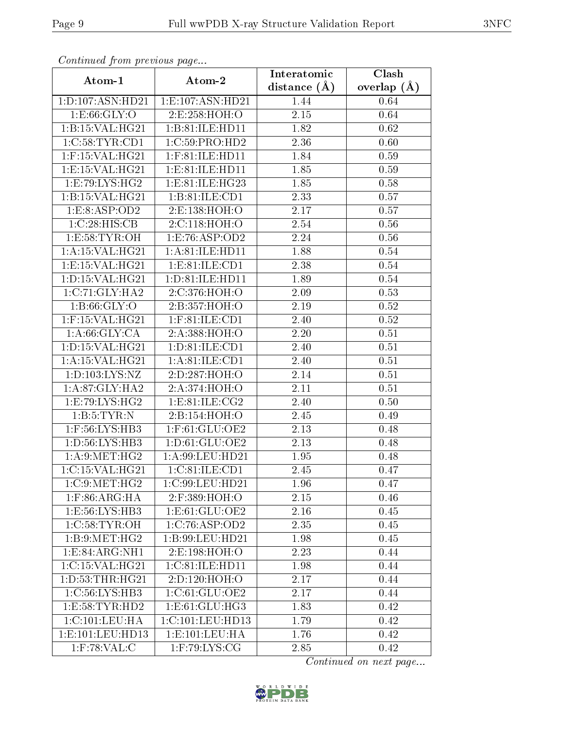*Continued from previous page...*

| Atom-1 | Atom-2 | Interatomic distance (Å) | Clash overlap (Å) |
|---|---|---|---|
| 1:D:107:ASN:HD21 | 1:E:107:ASN:HD21 | 1.44 | 0.64 |
| 1:E:66:GLY:O | 2:E:258:HOH:O | 2.15 | 0.64 |
| 1:B:15:VAL:HG21 | 1:B:81:ILE:HD11 | 1.82 | 0.62 |
| 1:C:58:TYR:CD1 | 1:C:59:PRO:HD2 | 2.36 | 0.60 |
| 1:F:15:VAL:HG21 | 1:F:81:ILE:HD11 | 1.84 | 0.59 |
| 1:E:15:VAL:HG21 | 1:E:81:ILE:HD11 | 1.85 | 0.59 |
| 1:E:79:LYS:HG2 | 1:E:81:ILE:HG23 | 1.85 | 0.58 |
| 1:B:15:VAL:HG21 | 1:B:81:ILE:CD1 | 2.33 | 0.57 |
| 1:E:8:ASP:OD2 | 2:E:138:HOH:O | 2.17 | 0.57 |
| 1:C:28:HIS:CB | 2:C:118:HOH:O | 2.54 | 0.56 |
| 1:E:58:TYR:OH | 1:E:76:ASP:OD2 | 2.24 | 0.56 |
| 1:A:15:VAL:HG21 | 1:A:81:ILE:HD11 | 1.88 | 0.54 |
| 1:E:15:VAL:HG21 | 1:E:81:ILE:CD1 | 2.38 | 0.54 |
| 1:D:15:VAL:HG21 | 1:D:81:ILE:HD11 | 1.89 | 0.54 |
| 1:C:71:GLY:HA2 | 2:C:376:HOH:O | 2.09 | 0.53 |
| 1:B:66:GLY:O | 2:B:357:HOH:O | 2.19 | 0.52 |
| 1:F:15:VAL:HG21 | 1:F:81:ILE:CD1 | 2.40 | 0.52 |
| 1:A:66:GLY:CA | 2:A:388:HOH:O | 2.20 | 0.51 |
| 1:D:15:VAL:HG21 | 1:D:81:ILE:CD1 | 2.40 | 0.51 |
| 1:A:15:VAL:HG21 | 1:A:81:ILE:CD1 | 2.40 | 0.51 |
| 1:D:103:LYS:NZ | 2:D:287:HOH:O | 2.14 | 0.51 |
| 1:A:87:GLY:HA2 | 2:A:374:HOH:O | 2.11 | 0.51 |
| 1:E:79:LYS:HG2 | 1:E:81:ILE:CG2 | 2.40 | 0.50 |
| 1:B:5:TYR:N | 2:B:154:HOH:O | 2.45 | 0.49 |
| 1:F:56:LYS:HB3 | 1:F:61:GLU:OE2 | 2.13 | 0.48 |
| 1:D:56:LYS:HB3 | 1:D:61:GLU:OE2 | 2.13 | 0.48 |
| 1:A:9:MET:HG2 | 1:A:99:LEU:HD21 | 1.95 | 0.48 |
| 1:C:15:VAL:HG21 | 1:C:81:ILE:CD1 | 2.45 | 0.47 |
| 1:C:9:MET:HG2 | 1:C:99:LEU:HD21 | 1.96 | 0.47 |
| 1:F:86:ARG:HA | 2:F:389:HOH:O | 2.15 | 0.46 |
| 1:E:56:LYS:HB3 | 1:E:61:GLU:OE2 | 2.16 | 0.45 |
| 1:C:58:TYR:OH | 1:C:76:ASP:OD2 | 2.35 | 0.45 |
| 1:B:9:MET:HG2 | 1:B:99:LEU:HD21 | 1.98 | 0.45 |
| 1:E:84:ARG:NH1 | 2:E:198:HOH:O | 2.23 | 0.44 |
| 1:C:15:VAL:HG21 | 1:C:81:ILE:HD11 | 1.98 | 0.44 |
| 1:D:53:THR:HG21 | 2:D:120:HOH:O | 2.17 | 0.44 |
| 1:C:56:LYS:HB3 | 1:C:61:GLU:OE2 | 2.17 | 0.44 |
| 1:E:58:TYR:HD2 | 1:E:61:GLU:HG3 | 1.83 | 0.42 |
| 1:C:101:LEU:HA | 1:C:101:LEU:HD13 | 1.79 | 0.42 |
| 1:E:101:LEU:HD13 | 1:E:101:LEU:HA | 1.76 | 0.42 |
| 1:F:78:VAL:C | 1:F:79:LYS:CG | 2.85 | 0.42 |

*Continued on next page...*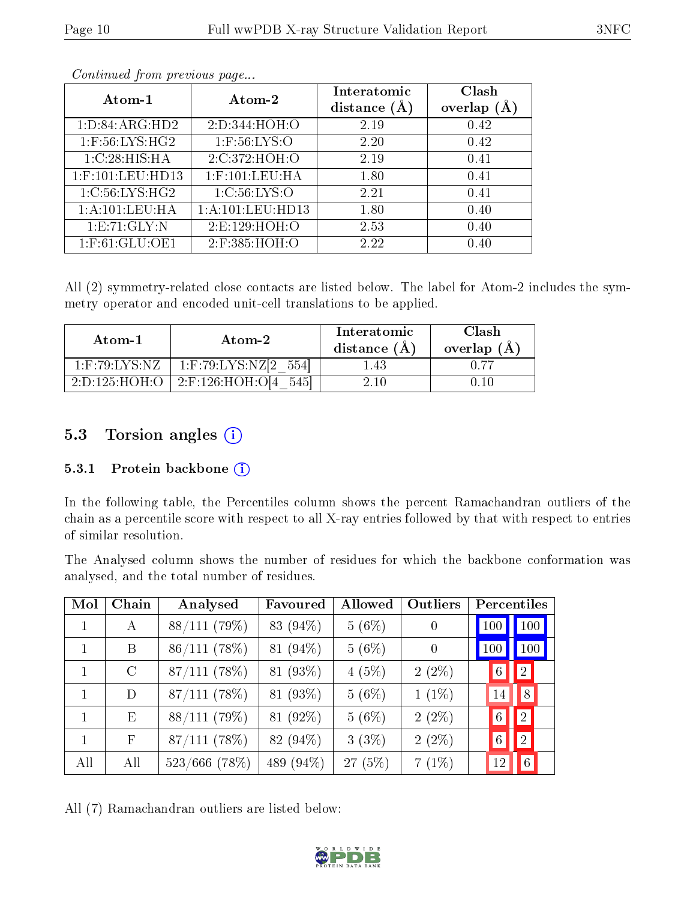*Continued from previous page...*

| Atom-1 | Atom-2 | Interatomic distance (Å) | Clash overlap (Å) |
|---|---|---|---|
| 1:D:84:ARG:HD2 | 2:D:344:HOH:O | 2.19 | 0.42 |
| 1:F:56:LYS:HG2 | 1:F:56:LYS:O | 2.20 | 0.42 |
| 1:C:28:HIS:HA | 2:C:372:HOH:O | 2.19 | 0.41 |
| 1:F:101:LEU:HD13 | 1:F:101:LEU:HA | 1.80 | 0.41 |
| 1:C:56:LYS:HG2 | 1:C:56:LYS:O | 2.21 | 0.41 |
| 1:A:101:LEU:HA | 1:A:101:LEU:HD13 | 1.80 | 0.40 |
| 1:E:71:GLY:N | 2:E:129:HOH:O | 2.53 | 0.40 |
| 1:F:61:GLU:OE1 | 2:F:385:HOH:O | 2.22 | 0.40 |

All (2) symmetry-related close contacts are listed below. The label for Atom-2 includes the symmetry operator and encoded unit-cell translations to be applied.

| Atom-1 | Atom-2 | Interatomic distance (Å) | Clash overlap (Å) |
|---|---|---|---|
| 1:F:79:LYS:NZ | 1:F:79:LYS:NZ[2_554] | 1.43 | 0.77 |
| 2:D:125:HOH:O | 2:F:126:HOH:O[4_545] | 2.10 | 0.10 |

## 5.3 Torsion angles

### 5.3.1 Protein backbone

In the following table, the Percentiles column shows the percent Ramachandran outliers of the chain as a percentile score with respect to all X-ray entries followed by that with respect to entries of similar resolution.

The Analysed column shows the number of residues for which the backbone conformation was analysed, and the total number of residues.

| Mol | Chain | Analysed | Favoured | Allowed | Outliers | Percentiles | |
|---|---|---|---|---|---|---|---|
| 1 | A | 88/111 (79%) | 83 (94%) | 5 (6%) | 0 | 100 | 100 |
| 1 | B | 86/111 (78%) | 81 (94%) | 5 (6%) | 0 | 100 | 100 |
| 1 | C | 87/111 (78%) | 81 (93%) | 4 (5%) | 2 (2%) | 6 | 2 |
| 1 | D | 87/111 (78%) | 81 (93%) | 5 (6%) | 1 (1%) | 14 | 8 |
| 1 | E | 88/111 (79%) | 81 (92%) | 5 (6%) | 2 (2%) | 6 | 2 |
| 1 | F | 87/111 (78%) | 82 (94%) | 3 (3%) | 2 (2%) | 6 | 2 |
| All | All | 523/666 (78%) | 489 (94%) | 27 (5%) | 7 (1%) | 12 | 6 |

All (7) Ramachandran outliers are listed below: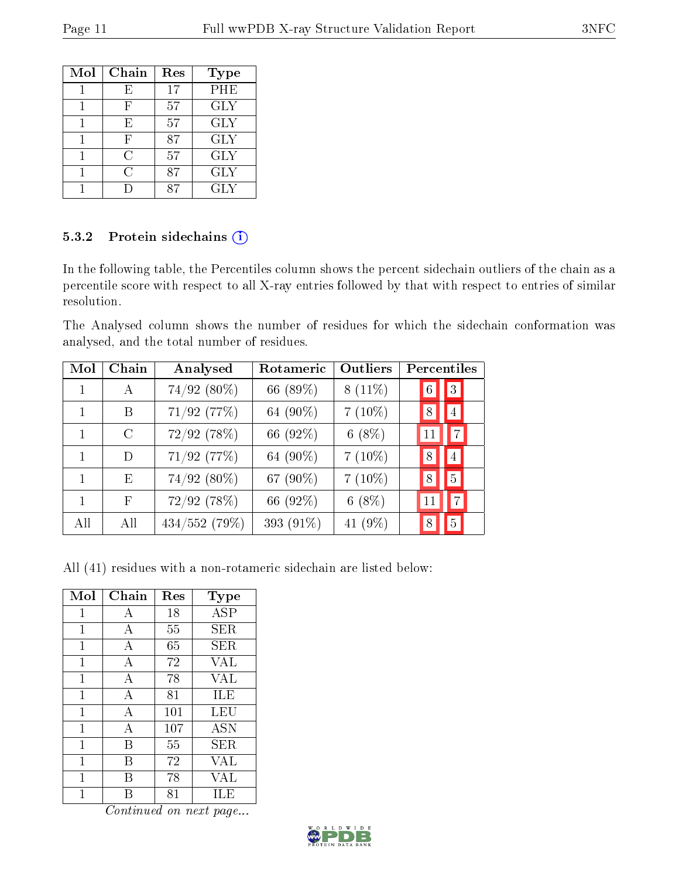| Mol | Chain | Res | Type |
|---|---|---|---|
| 1 | E | 17 | PHE |
| 1 | F | 57 | GLY |
| 1 | E | 57 | GLY |
| 1 | F | 87 | GLY |
| 1 | C | 57 | GLY |
| 1 | C | 87 | GLY |
| 1 | D | 87 | GLY |

### 5.3.2 Protein sidechains

In the following table, the Percentiles column shows the percent sidechain outliers of the chain as a percentile score with respect to all X-ray entries followed by that with respect to entries of similar resolution.

The Analysed column shows the number of residues for which the sidechain conformation was analysed, and the total number of residues.

| Mol | Chain | Analysed | Rotameric | Outliers | Percentiles | |
|---|---|---|---|---|---|---|
| 1 | A | 74/92 (80%) | 66 (89%) | 8 (11%) | 6 | 3 |
| 1 | B | 71/92 (77%) | 64 (90%) | 7 (10%) | 8 | 4 |
| 1 | C | 72/92 (78%) | 66 (92%) | 6 (8%) | 11 | 7 |
| 1 | D | 71/92 (77%) | 64 (90%) | 7 (10%) | 8 | 4 |
| 1 | E | 74/92 (80%) | 67 (90%) | 7 (10%) | 8 | 5 |
| 1 | F | 72/92 (78%) | 66 (92%) | 6 (8%) | 11 | 7 |
| All | All | 434/552 (79%) | 393 (91%) | 41 (9%) | 8 | 5 |

All (41) residues with a non-rotameric sidechain are listed below:

| Mol | Chain | Res | Type |
|---|---|---|---|
| 1 | A | 18 | ASP |
| 1 | A | 55 | SER |
| 1 | A | 65 | SER |
| 1 | A | 72 | VAL |
| 1 | A | 78 | VAL |
| 1 | A | 81 | ILE |
| 1 | A | 101 | LEU |
| 1 | A | 107 | ASN |
| 1 | B | 55 | SER |
| 1 | B | 72 | VAL |
| 1 | B | 78 | VAL |
| 1 | B | 81 | ILE |

*Continued on next page...*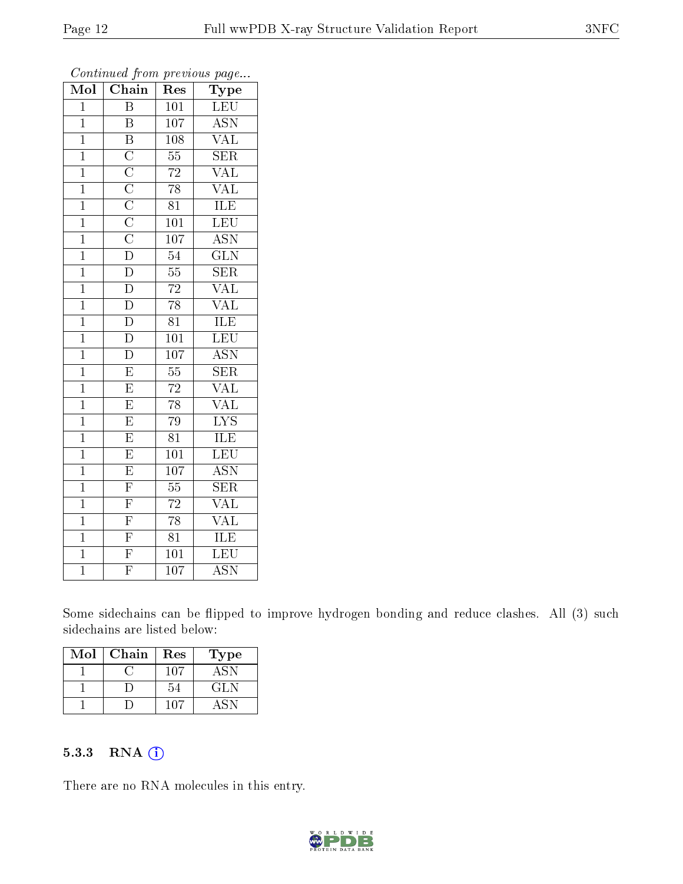*Continued from previous page...*

| Mol | Chain | Res | Type |
|---|---|---|---|
| 1 | B | 101 | LEU |
| 1 | B | 107 | ASN |
| 1 | B | 108 | VAL |
| 1 | C | 55 | SER |
| 1 | C | 72 | VAL |
| 1 | C | 78 | VAL |
| 1 | C | 81 | ILE |
| 1 | C | 101 | LEU |
| 1 | C | 107 | ASN |
| 1 | D | 54 | GLN |
| 1 | D | 55 | SER |
| 1 | D | 72 | VAL |
| 1 | D | 78 | VAL |
| 1 | D | 81 | ILE |
| 1 | D | 101 | LEU |
| 1 | D | 107 | ASN |
| 1 | E | 55 | SER |
| 1 | E | 72 | VAL |
| 1 | E | 78 | VAL |
| 1 | E | 79 | LYS |
| 1 | E | 81 | ILE |
| 1 | E | 101 | LEU |
| 1 | E | 107 | ASN |
| 1 | F | 55 | SER |
| 1 | F | 72 | VAL |
| 1 | F | 78 | VAL |
| 1 | F | 81 | ILE |
| 1 | F | 101 | LEU |
| 1 | F | 107 | ASN |

Some sidechains can be flipped to improve hydrogen bonding and reduce clashes. All (3) such sidechains are listed below:

| Mol | Chain | Res | Type |
|---|---|---|---|
| 1 | C | 107 | ASN |
| 1 | D | 54 | GLN |
| 1 | D | 107 | ASN |

### 5.3.3 RNA

There are no RNA molecules in this entry.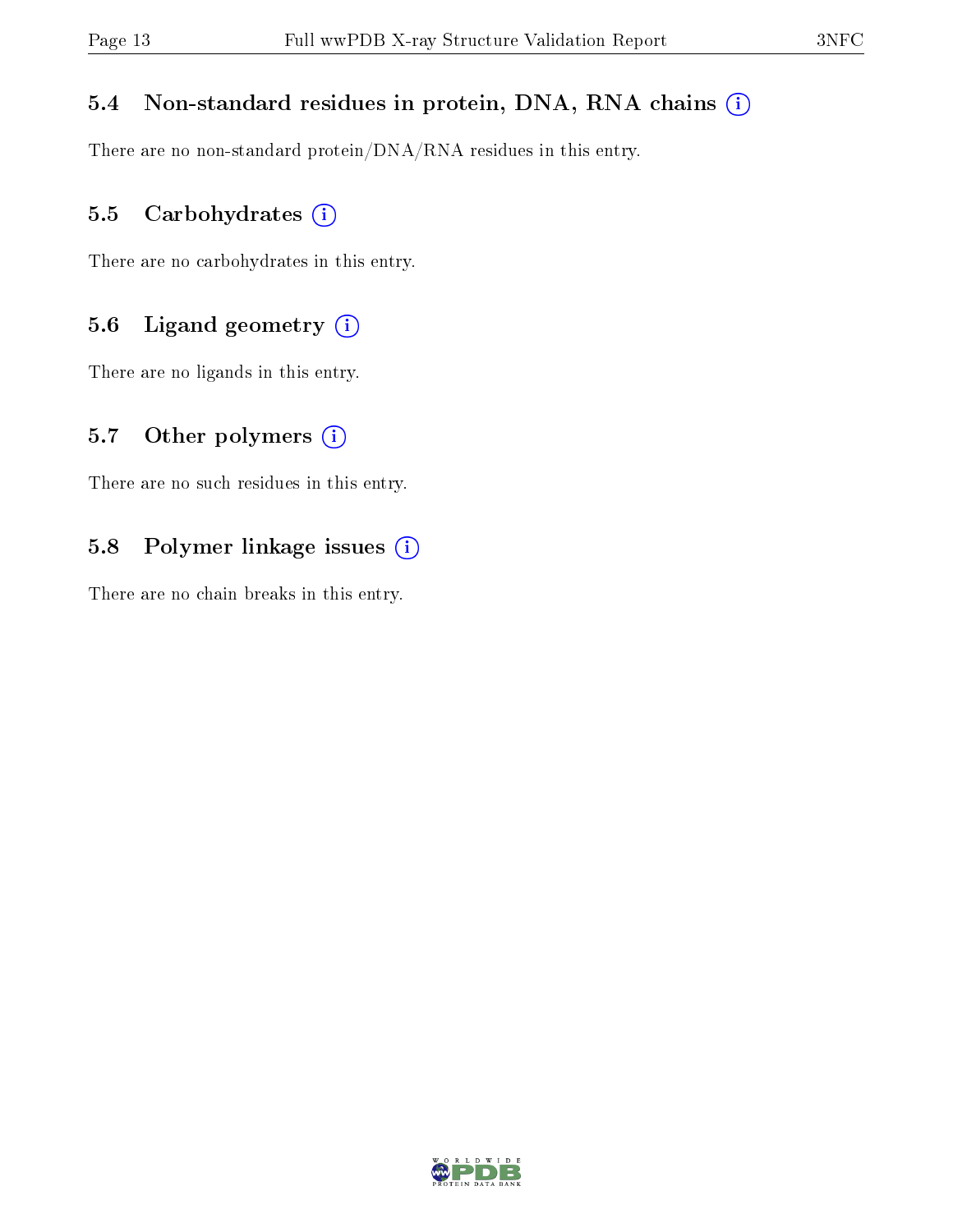### 5.4 Non-standard residues in protein, DNA, RNA chains

There are no non-standard protein/DNA/RNA residues in this entry.

### 5.5 Carbohydrates

There are no carbohydrates in this entry.

### 5.6 Ligand geometry

There are no ligands in this entry.

### 5.7 Other polymers

There are no such residues in this entry.

### 5.8 Polymer linkage issues

There are no chain breaks in this entry.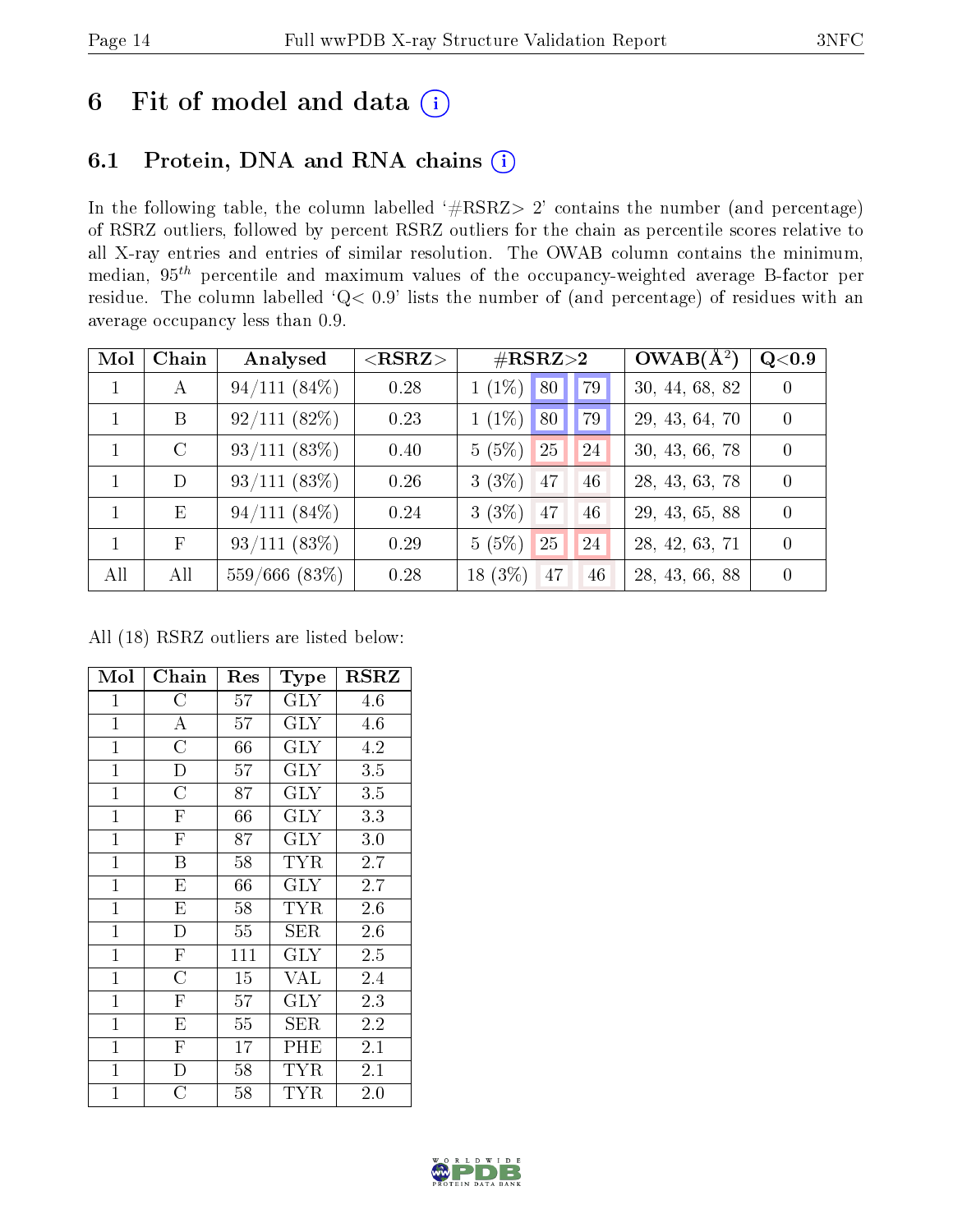# 6 Fit of model and data

## 6.1 Protein, DNA and RNA chains

In the following table, the column labelled '#RSRZ> 2' contains the number (and percentage) of RSRZ outliers, followed by percent RSRZ outliers for the chain as percentile scores relative to all X-ray entries and entries of similar resolution. The OWAB column contains the minimum, median, $95^{th}$ percentile and maximum values of the occupancy-weighted average B-factor per residue. The column labelled 'Q< 0.9' lists the number of (and percentage) of residues with an average occupancy less than 0.9.

| Mol | Chain | Analysed | <RSRZ> | #RSRZ>2 | | | OWAB(Å$^2$) | Q<0.9 |
|---|---|---|---|---|---|---|---|---|
| 1 | A | 94/111 (84%) | 0.28 | 1 (1%) | 80 | 79 | 30, 44, 68, 82 | 0 |
| 1 | B | 92/111 (82%) | 0.23 | 1 (1%) | 80 | 79 | 29, 43, 64, 70 | 0 |
| 1 | C | 93/111 (83%) | 0.40 | 5 (5%) | 25 | 24 | 30, 43, 66, 78 | 0 |
| 1 | D | 93/111 (83%) | 0.26 | 3 (3%) | 47 | 46 | 28, 43, 63, 78 | 0 |
| 1 | E | 94/111 (84%) | 0.24 | 3 (3%) | 47 | 46 | 29, 43, 65, 88 | 0 |
| 1 | F | 93/111 (83%) | 0.29 | 5 (5%) | 25 | 24 | 28, 42, 63, 71 | 0 |
| All | All | 559/666 (83%) | 0.28 | 18 (3%) | 47 | 46 | 28, 43, 66, 88 | 0 |

All (18) RSRZ outliers are listed below:

| Mol | Chain | Res | Type | RSRZ |
|---|---|---|---|---|
| 1 | C | 57 | GLY | 4.6 |
| 1 | A | 57 | GLY | 4.6 |
| 1 | C | 66 | GLY | 4.2 |
| 1 | D | 57 | GLY | 3.5 |
| 1 | C | 87 | GLY | 3.5 |
| 1 | F | 66 | GLY | 3.3 |
| 1 | F | 87 | GLY | 3.0 |
| 1 | B | 58 | TYR | 2.7 |
| 1 | E | 66 | GLY | 2.7 |
| 1 | E | 58 | TYR | 2.6 |
| 1 | D | 55 | SER | 2.6 |
| 1 | F | 111 | GLY | 2.5 |
| 1 | C | 15 | VAL | 2.4 |
| 1 | F | 57 | GLY | 2.3 |
| 1 | E | 55 | SER | 2.2 |
| 1 | F | 17 | PHE | 2.1 |
| 1 | D | 58 | TYR | 2.1 |
| 1 | C | 58 | TYR | 2.0 |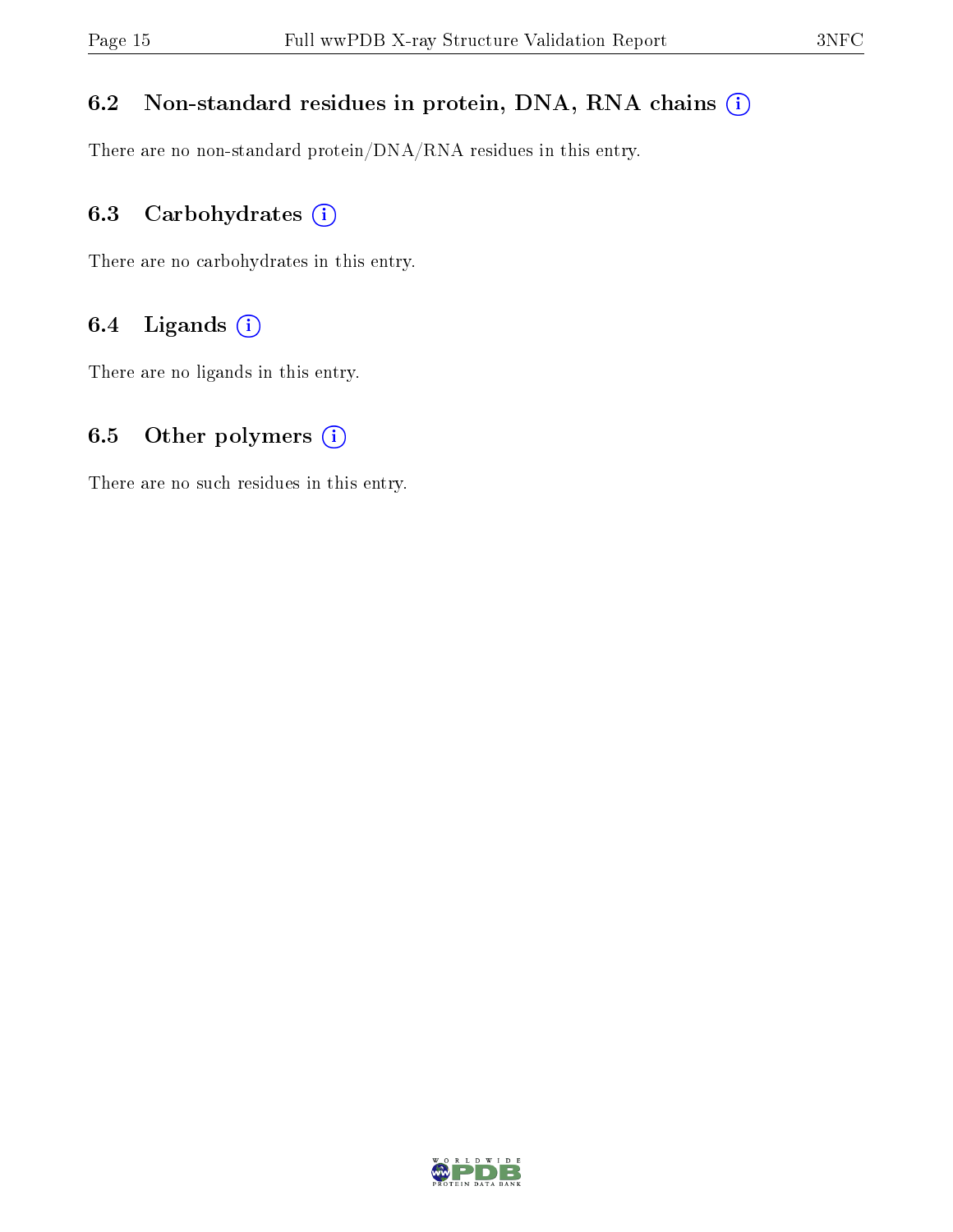### 6.2 Non-standard residues in protein, DNA, RNA chains

There are no non-standard protein/DNA/RNA residues in this entry.

### 6.3 Carbohydrates

There are no carbohydrates in this entry.

### 6.4 Ligands

There are no ligands in this entry.

### 6.5 Other polymers

There are no such residues in this entry.